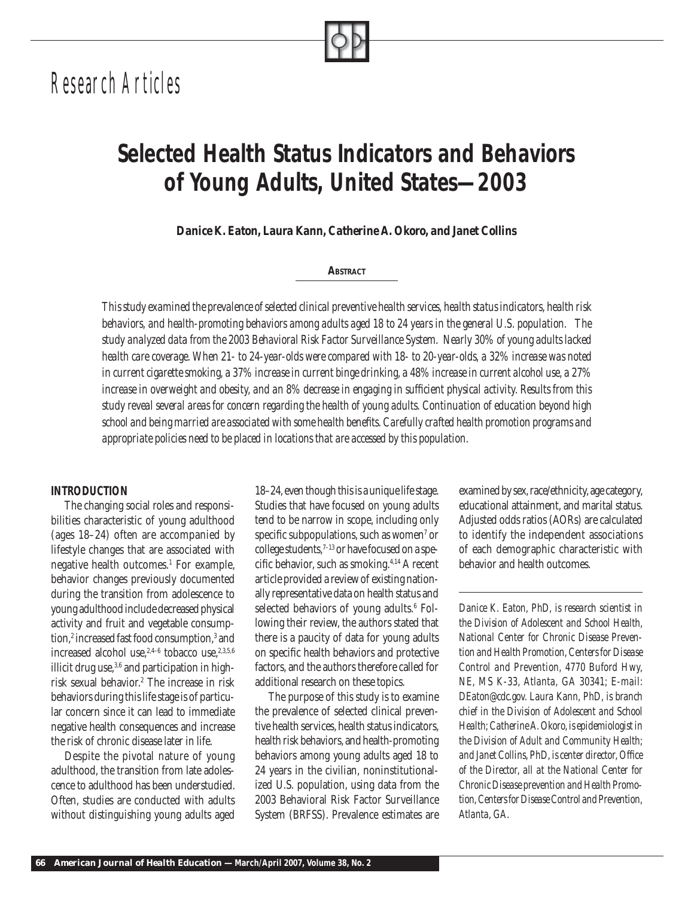Research Articles

# Selected Health Status Indicators and Behaviors of Young Adults, United States—2003

**Danice K. Eaton, Laura Kann, Catherine A. Okoro, and Janet Collins**

## Abstract

*This study examined the prevalence of selected clinical preventive health services, health status indicators, health risk behaviors, and health-promoting behaviors among adults aged 18 to 24 years in the general U.S. population. The study analyzed data from the 2003 Behavioral Risk Factor Surveillance System. Nearly 30% of young adults lacked health care coverage. When 21- to 24-year-olds were compared with 18- to 20-year-olds, a 32% increase was noted in current cigarette smoking, a 37% increase in current binge drinking, a 48% increase in current alcohol use, a 27% increase in overweight and obesity, and an 8% decrease in engaging in sufficient physical activity. Results from this study reveal several areas for concern regarding the health of young adults. Continuation of education beyond high school and being married are associated with some health benefits. Carefully crafted health promotion programs and appropriate policies need to be placed in locations that are accessed by this population.*

## INTRODUCTION

The changing social roles and responsibilities characteristic of young adulthood (ages 18–24) often are accompanied by lifestyle changes that are associated with negative health outcomes.[1] For example, behavior changes previously documented during the transition from adolescence to young adulthood include decreased physical activity and fruit and vegetable consumption,[2] increased fast food consumption,[3] and increased alcohol use,[2,4–6] tobacco use,[2,3,5,6] illicit drug use,[3,6] and participation in high-risk sexual behavior.[2] The increase in risk behaviors during this life stage is of particular concern since it can lead to immediate negative health consequences and increase the risk of chronic disease later in life.

Despite the pivotal nature of young adulthood, the transition from late adolescence to adulthood has been understudied. Often, studies are conducted with adults without distinguishing young adults aged 18–24, even though this is a unique life stage. Studies that have focused on young adults tend to be narrow in scope, including only specific subpopulations, such as women[7] or college students,[7–13] or have focused on a specific behavior, such as smoking.[4,14] A recent article provided a review of existing nationally representative data on health status and selected behaviors of young adults.[6] Following their review, the authors stated that there is a paucity of data for young adults on specific health behaviors and protective factors, and the authors therefore called for additional research on these topics.

The purpose of this study is to examine the prevalence of selected clinical preventive health services, health status indicators, health risk behaviors, and health-promoting behaviors among young adults aged 18 to 24 years in the civilian, noninstitutionalized U.S. population, using data from the 2003 Behavioral Risk Factor Surveillance System (BRFSS). Prevalence estimates are examined by sex, race/ethnicity, age category, educational attainment, and marital status. Adjusted odds ratios (AORs) are calculated to identify the independent associations of each demographic characteristic with behavior and health outcomes.

---

*Danice K. Eaton, PhD, is research scientist in the Division of Adolescent and School Health, National Center for Chronic Disease Prevention and Health Promotion, Centers for Disease Control and Prevention, 4770 Buford Hwy, NE, MS K-33, Atlanta, GA 30341; E-mail: DEaton@cdc.gov. Laura Kann, PhD, is branch chief in the Division of Adolescent and School Health; Catherine A. Okoro, is epidemiologist in the Division of Adult and Community Health; and Janet Collins, PhD, is center director, Office of the Director, all at the National Center for Chronic Disease prevention and Health Promotion, Centers for Disease Control and Prevention, Atlanta, GA.*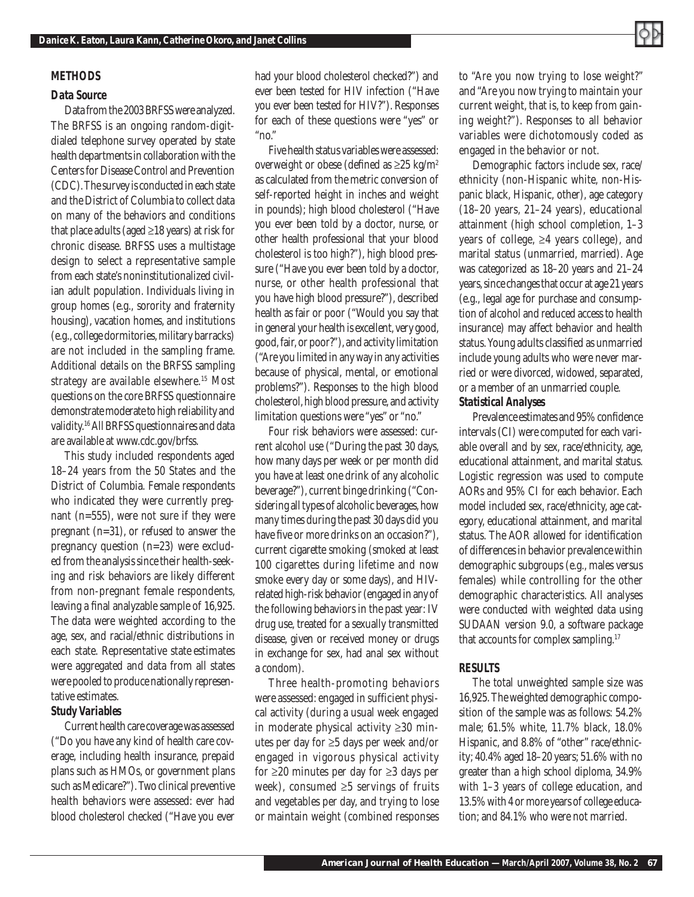## METHODS

### Data Source

Data from the 2003 BRFSS were analyzed. The BRFSS is an ongoing random-digit-dialed telephone survey operated by state health departments in collaboration with the Centers for Disease Control and Prevention (CDC). The survey is conducted in each state and the District of Columbia to collect data on many of the behaviors and conditions that place adults (aged ≥18 years) at risk for chronic disease. BRFSS uses a multistage design to select a representative sample from each state's noninstitutionalized civilian adult population. Individuals living in group homes (e.g., sorority and fraternity housing), vacation homes, and institutions (e.g., college dormitories, military barracks) are not included in the sampling frame. Additional details on the BRFSS sampling strategy are available elsewhere.[15] Most questions on the core BRFSS questionnaire demonstrate moderate to high reliability and validity.[16] All BRFSS questionnaires and data are available at www.cdc.gov/brfss.

This study included respondents aged 18–24 years from the 50 States and the District of Columbia. Female respondents who indicated they were currently pregnant (n=555), were not sure if they were pregnant (n=31), or refused to answer the pregnancy question (n=23) were excluded from the analysis since their health-seeking and risk behaviors are likely different from non-pregnant female respondents, leaving a final analyzable sample of 16,925. The data were weighted according to the age, sex, and racial/ethnic distributions in each state. Representative state estimates were aggregated and data from all states were pooled to produce nationally representative estimates.

### Study Variables

Current health care coverage was assessed ("Do you have any kind of health care coverage, including health insurance, prepaid plans such as HMOs, or government plans such as Medicare?"). Two clinical preventive health behaviors were assessed: ever had blood cholesterol checked ("Have you ever had your blood cholesterol checked?") and ever been tested for HIV infection ("Have you ever been tested for HIV?"). Responses for each of these questions were "yes" or "no."

Five health status variables were assessed: overweight or obese (defined as ≥25 kg/m$^2$ as calculated from the metric conversion of self-reported height in inches and weight in pounds); high blood cholesterol ("Have you ever been told by a doctor, nurse, or other health professional that your blood cholesterol is too high?"), high blood pressure ("Have you ever been told by a doctor, nurse, or other health professional that you have high blood pressure?"), described health as fair or poor ("Would you say that in general your health is excellent, very good, good, fair, or poor?"), and activity limitation ("Are you limited in any way in any activities because of physical, mental, or emotional problems?"). Responses to the high blood cholesterol, high blood pressure, and activity limitation questions were "yes" or "no."

Four risk behaviors were assessed: current alcohol use ("During the past 30 days, how many days per week or per month did you have at least one drink of any alcoholic beverage?"), current binge drinking ("Considering all types of alcoholic beverages, how many times during the past 30 days did you have five or more drinks on an occasion?"), current cigarette smoking (smoked at least 100 cigarettes during lifetime and now smoke every day or some days), and HIV-related high-risk behavior (engaged in any of the following behaviors in the past year: IV drug use, treated for a sexually transmitted disease, given or received money or drugs in exchange for sex, had anal sex without a condom).

Three health-promoting behaviors were assessed: engaged in sufficient physical activity (during a usual week engaged in moderate physical activity ≥30 minutes per day for ≥5 days per week and/or engaged in vigorous physical activity for ≥20 minutes per day for ≥3 days per week), consumed ≥5 servings of fruits and vegetables per day, and trying to lose or maintain weight (combined responses to "Are you now trying to lose weight?" and "Are you now trying to maintain your current weight, that is, to keep from gaining weight?"). Responses to all behavior variables were dichotomously coded as engaged in the behavior or not.

Demographic factors include sex, race/ethnicity (non-Hispanic white, non-Hispanic black, Hispanic, other), age category (18–20 years, 21–24 years), educational attainment (high school completion, 1–3 years of college, ≥4 years college), and marital status (unmarried, married). Age was categorized as 18–20 years and 21–24 years, since changes that occur at age 21 years (e.g., legal age for purchase and consumption of alcohol and reduced access to health insurance) may affect behavior and health status. Young adults classified as unmarried include young adults who were never married or were divorced, widowed, separated, or a member of an unmarried couple.

### Statistical Analyses

Prevalence estimates and 95% confidence intervals (CI) were computed for each variable overall and by sex, race/ethnicity, age, educational attainment, and marital status. Logistic regression was used to compute AORs and 95% CI for each behavior. Each model included sex, race/ethnicity, age category, educational attainment, and marital status. The AOR allowed for identification of differences in behavior prevalence within demographic subgroups (e.g., males versus females) while controlling for the other demographic characteristics. All analyses were conducted with weighted data using SUDAAN version 9.0, a software package that accounts for complex sampling.[17]

## RESULTS

The total unweighted sample size was 16,925. The weighted demographic composition of the sample was as follows: 54.2% male; 61.5% white, 11.7% black, 18.0% Hispanic, and 8.8% of "other" race/ethnicity; 40.4% aged 18–20 years; 51.6% with no greater than a high school diploma, 34.9% with 1–3 years of college education, and 13.5% with 4 or more years of college education; and 84.1% who were not married.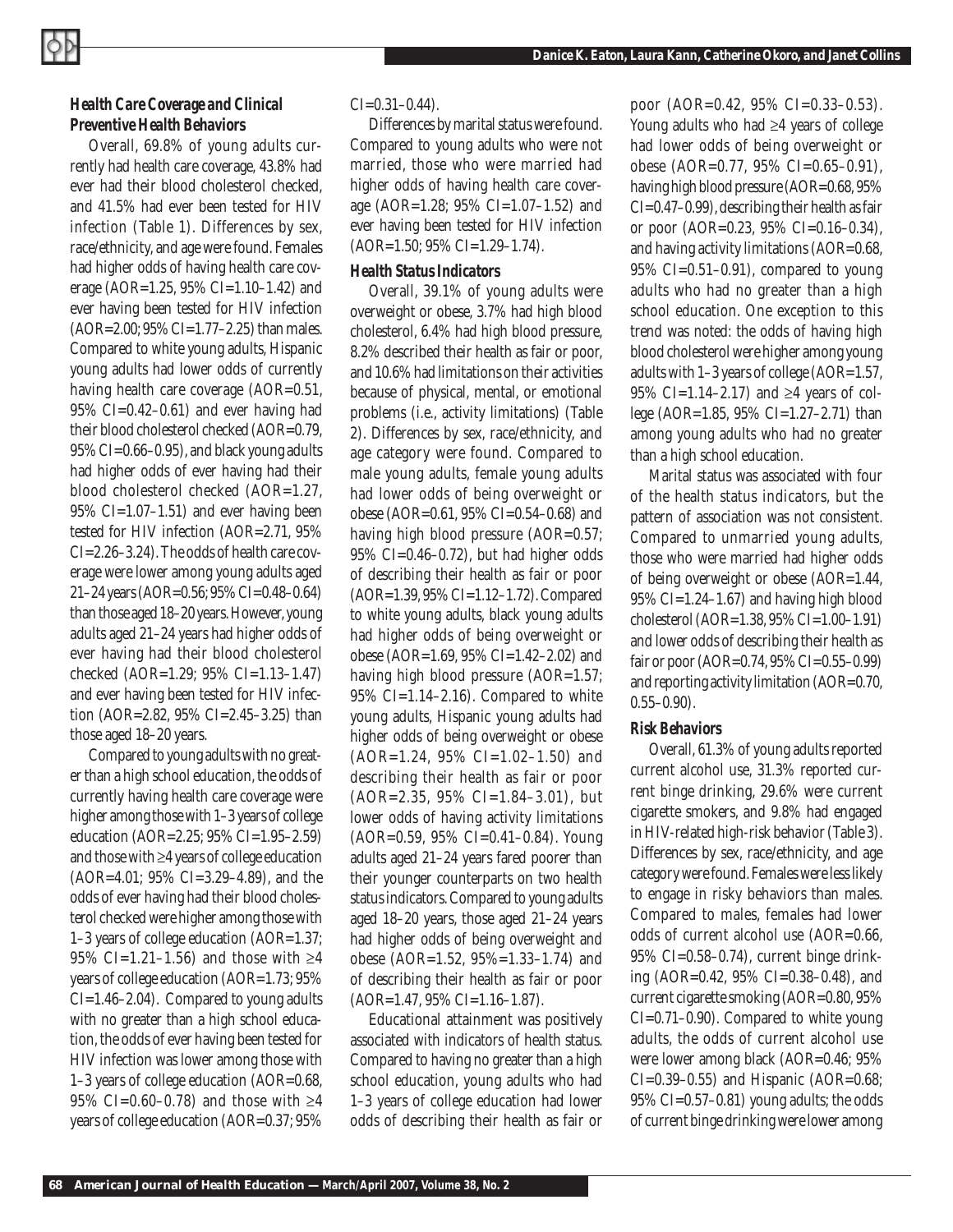### Health Care Coverage and Clinical Preventive Health Behaviors

Overall, 69.8% of young adults currently had health care coverage, 43.8% had ever had their blood cholesterol checked, and 41.5% had ever been tested for HIV infection (Table 1). Differences by sex, race/ethnicity, and age were found. Females had higher odds of having health care coverage (AOR=1.25, 95% CI=1.10–1.42) and ever having been tested for HIV infection (AOR=2.00; 95% CI=1.77–2.25) than males. Compared to white young adults, Hispanic young adults had lower odds of currently having health care coverage (AOR=0.51, 95% CI=0.42–0.61) and ever having had their blood cholesterol checked (AOR=0.79, 95% CI=0.66–0.95), and black young adults had higher odds of ever having had their blood cholesterol checked (AOR=1.27, 95% CI=1.07–1.51) and ever having been tested for HIV infection (AOR=2.71, 95% CI=2.26–3.24). The odds of health care coverage were lower among young adults aged 21–24 years (AOR=0.56; 95% CI=0.48–0.64) than those aged 18–20 years. However, young adults aged 21–24 years had higher odds of ever having had their blood cholesterol checked (AOR=1.29; 95% CI=1.13–1.47) and ever having been tested for HIV infection (AOR=2.82, 95% CI=2.45–3.25) than those aged 18–20 years.

Compared to young adults with no greater than a high school education, the odds of currently having health care coverage were higher among those with 1–3 years of college education (AOR=2.25; 95% CI=1.95–2.59) and those with ≥4 years of college education (AOR=4.01; 95% CI=3.29–4.89), and the odds of ever having had their blood cholesterol checked were higher among those with 1–3 years of college education (AOR=1.37; 95% CI=1.21–1.56) and those with ≥4 years of college education (AOR=1.73; 95% CI=1.46–2.04). Compared to young adults with no greater than a high school education, the odds of ever having been tested for HIV infection was lower among those with 1–3 years of college education (AOR=0.68, 95% CI=0.60–0.78) and those with ≥4 years of college education (AOR=0.37; 95% CI=0.31–0.44).

Differences by marital status were found. Compared to young adults who were not married, those who were married had higher odds of having health care coverage (AOR=1.28; 95% CI=1.07–1.52) and ever having been tested for HIV infection (AOR=1.50; 95% CI=1.29–1.74).

### Health Status Indicators

Overall, 39.1% of young adults were overweight or obese, 3.7% had high blood cholesterol, 6.4% had high blood pressure, 8.2% described their health as fair or poor, and 10.6% had limitations on their activities because of physical, mental, or emotional problems (i.e., activity limitations) (Table 2). Differences by sex, race/ethnicity, and age category were found. Compared to male young adults, female young adults had lower odds of being overweight or obese (AOR=0.61, 95% CI=0.54–0.68) and having high blood pressure (AOR=0.57; 95% CI=0.46–0.72), but had higher odds of describing their health as fair or poor (AOR=1.39, 95% CI=1.12–1.72). Compared to white young adults, black young adults had higher odds of being overweight or obese (AOR=1.69, 95% CI=1.42–2.02) and having high blood pressure (AOR=1.57; 95% CI=1.14–2.16). Compared to white young adults, Hispanic young adults had higher odds of being overweight or obese (AOR=1.24, 95% CI=1.02–1.50) and describing their health as fair or poor (AOR=2.35, 95% CI=1.84–3.01), but lower odds of having activity limitations (AOR=0.59, 95% CI=0.41–0.84). Young adults aged 21–24 years fared poorer than their younger counterparts on two health status indicators. Compared to young adults aged 18–20 years, those aged 21–24 years had higher odds of being overweight and obese (AOR=1.52, 95%=1.33–1.74) and of describing their health as fair or poor (AOR=1.47, 95% CI=1.16–1.87).

Educational attainment was positively associated with indicators of health status. Compared to having no greater than a high school education, young adults who had 1–3 years of college education had lower odds of describing their health as fair or poor (AOR=0.42, 95% CI=0.33–0.53). Young adults who had ≥4 years of college had lower odds of being overweight or obese (AOR=0.77, 95% CI=0.65–0.91), having high blood pressure (AOR=0.68, 95% CI=0.47–0.99), describing their health as fair or poor (AOR=0.23, 95% CI=0.16–0.34), and having activity limitations (AOR=0.68, 95% CI=0.51–0.91), compared to young adults who had no greater than a high school education. One exception to this trend was noted: the odds of having high blood cholesterol were higher among young adults with 1–3 years of college (AOR=1.57, 95% CI=1.14–2.17) and ≥4 years of college (AOR=1.85, 95% CI=1.27–2.71) than among young adults who had no greater than a high school education.

Marital status was associated with four of the health status indicators, but the pattern of association was not consistent. Compared to unmarried young adults, those who were married had higher odds of being overweight or obese (AOR=1.44, 95% CI=1.24–1.67) and having high blood cholesterol (AOR=1.38, 95% CI=1.00–1.91) and lower odds of describing their health as fair or poor (AOR=0.74, 95% CI=0.55–0.99) and reporting activity limitation (AOR=0.70, 0.55–0.90).

### Risk Behaviors

Overall, 61.3% of young adults reported current alcohol use, 31.3% reported current binge drinking, 29.6% were current cigarette smokers, and 9.8% had engaged in HIV-related high-risk behavior (Table 3). Differences by sex, race/ethnicity, and age category were found. Females were less likely to engage in risky behaviors than males. Compared to males, females had lower odds of current alcohol use (AOR=0.66, 95% CI=0.58–0.74), current binge drinking (AOR=0.42, 95% CI=0.38–0.48), and current cigarette smoking (AOR=0.80, 95% CI=0.71–0.90). Compared to white young adults, the odds of current alcohol use were lower among black (AOR=0.46; 95% CI=0.39–0.55) and Hispanic (AOR=0.68; 95% CI=0.57–0.81) young adults; the odds of current binge drinking were lower among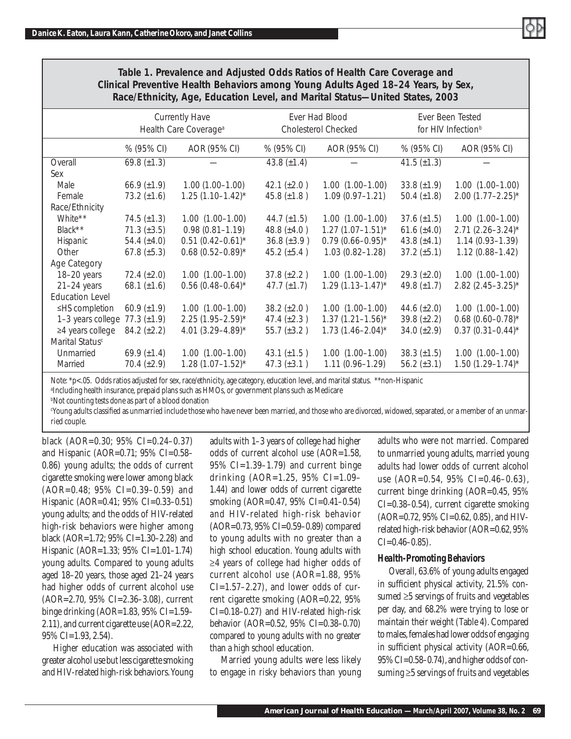**Table 1. Prevalence and Adjusted Odds Ratios of Health Care Coverage and Clinical Preventive Health Behaviors among Young Adults Aged 18–24 Years, by Sex, Race/Ethnicity, Age, Education Level, and Marital Status—United States, 2003**

| | Currently Have Health Care Coverage[a] | | Ever Had Blood Cholesterol Checked | | Ever Been Tested for HIV Infection[b] | |
|---|---|---|---|---|---|---|
| | % (95% CI) | AOR (95% CI) | % (95% CI) | AOR (95% CI) | % (95% CI) | AOR (95% CI) |
| Overall | 69.8 (±1.3) | — | 43.8 (±1.4) | — | 41.5 (±1.3) | — |
| Sex | | | | | | |
| Male | 66.9 (±1.9) | 1.00 (1.00–1.00) | 42.1 (±2.0 ) | 1.00 (1.00–1.00) | 33.8 (±1.9) | 1.00 (1.00–1.00) |
| Female | 73.2 (±1.6) | 1.25 (1.10–1.42)* | 45.8 (±1.8 ) | 1.09 (0.97–1.21) | 50.4 (±1.8) | 2.00 (1.77–2.25)* |
| Race/Ethnicity | | | | | | |
| White** | 74.5 (±1.3) | 1.00 (1.00–1.00) | 44.7 (±1.5) | 1.00 (1.00–1.00) | 37.6 (±1.5) | 1.00 (1.00–1.00) |
| Black** | 71.3 (±3.5) | 0.98 (0.81–1.19) | 48.8 (±4.0 ) | 1.27 (1.07–1.51)* | 61.6 (±4.0) | 2.71 (2.26–3.24)* |
| Hispanic | 54.4 (±4.0) | 0.51 (0.42–0.61)* | 36.8 (±3.9 ) | 0.79 (0.66–0.95)* | 43.8 (±4.1) | 1.14 (0.93–1.39) |
| Other | 67.8 (±5.3) | 0.68 (0.52–0.89)* | 45.2 (±5.4 ) | 1.03 (0.82–1.28) | 37.2 (±5.1) | 1.12 (0.88–1.42) |
| Age Category | | | | | | |
| 18–20 years | 72.4 (±2.0) | 1.00 (1.00–1.00) | 37.8 (±2.2 ) | 1.00 (1.00–1.00) | 29.3 (±2.0) | 1.00 (1.00–1.00) |
| 21–24 years | 68.1 (±1.6) | 0.56 (0.48–0.64)* | 47.7 (±1.7) | 1.29 (1.13–1.47)* | 49.8 (±1.7) | 2.82 (2.45–3.25)* |
| Education Level | | | | | | |
| ≤HS completion | 60.9 (±1.9) | 1.00 (1.00–1.00) | 38.2 (±2.0 ) | 1.00 (1.00–1.00) | 44.6 (±2.0) | 1.00 (1.00–1.00) |
| 1–3 years college | 77.3 (±1.9) | 2.25 (1.95–2.59)* | 47.4 (±2.3 ) | 1.37 (1.21–1.56)* | 39.8 (±2.2) | 0.68 (0.60–0.78)* |
| ≥4 years college | 84.2 (±2.2) | 4.01 (3.29–4.89)* | 55.7 (±3.2 ) | 1.73 (1.46–2.04)* | 34.0 (±2.9) | 0.37 (0.31–0.44)* |
| Marital Status[c] | | | | | | |
| Unmarried | 69.9 (±1.4) | 1.00 (1.00–1.00) | 43.1 (±1.5 ) | 1.00 (1.00–1.00) | 38.3 (±1.5) | 1.00 (1.00–1.00) |
| Married | 70.4 (±2.9) | 1.28 (1.07–1.52)* | 47.3 (±3.1 ) | 1.11 (0.96–1.29) | 56.2 (±3.1) | 1.50 (1.29–1.74)* |

Note: *p<.05. Odds ratios adjusted for sex, race/ethnicity, age category, education level, and marital status. **non-Hispanic

[a]Including health insurance, prepaid plans such as HMOs, or government plans such as Medicare

[b]Not counting tests done as part of a blood donation

[c]Young adults classified as unmarried include those who have never been married, and those who are divorced, widowed, separated, or a member of an unmarried couple.

black (AOR=0.30; 95% CI=0.24–0.37) and Hispanic (AOR=0.71; 95% CI=0.58–0.86) young adults; the odds of current cigarette smoking were lower among black (AOR=0.48; 95% CI=0.39–0.59) and Hispanic (AOR=0.41; 95% CI=0.33–0.51) young adults; and the odds of HIV-related high-risk behaviors were higher among black (AOR=1.72; 95% CI=1.30–2.28) and Hispanic (AOR=1.33; 95% CI=1.01–1.74) young adults. Compared to young adults aged 18–20 years, those aged 21–24 years had higher odds of current alcohol use (AOR=2.70, 95% CI=2.36–3.08), current binge drinking (AOR=1.83, 95% CI=1.59–2.11), and current cigarette use (AOR=2.22, 95% CI=1.93, 2.54).

Higher education was associated with greater alcohol use but less cigarette smoking and HIV-related high-risk behaviors. Young adults with 1–3 years of college had higher odds of current alcohol use (AOR=1.58, 95% CI=1.39–1.79) and current binge drinking (AOR=1.25, 95% CI=1.09–1.44) and lower odds of current cigarette smoking (AOR=0.47, 95% CI=0.41–0.54) and HIV-related high-risk behavior (AOR=0.73, 95% CI=0.59–0.89) compared to young adults with no greater than a high school education. Young adults with ≥4 years of college had higher odds of current alcohol use (AOR=1.88, 95% CI=1.57–2.27), and lower odds of current cigarette smoking (AOR=0.22, 95% CI=0.18–0.27) and HIV-related high-risk behavior (AOR=0.52, 95% CI=0.38–0.70) compared to young adults with no greater than a high school education.

Married young adults were less likely to engage in risky behaviors than young adults who were not married. Compared to unmarried young adults, married young adults had lower odds of current alcohol use (AOR=0.54, 95% CI=0.46–0.63), current binge drinking (AOR=0.45, 95% CI=0.38–0.54), current cigarette smoking (AOR=0.72, 95% CI=0.62, 0.85), and HIV-related high-risk behavior (AOR=0.62, 95% CI=0.46–0.85).

### Health-Promoting Behaviors

Overall, 63.6% of young adults engaged in sufficient physical activity, 21.5% consumed ≥5 servings of fruits and vegetables per day, and 68.2% were trying to lose or maintain their weight (Table 4). Compared to males, females had lower odds of engaging in sufficient physical activity (AOR=0.66, 95% CI=0.58–0.74), and higher odds of consuming ≥5 servings of fruits and vegetables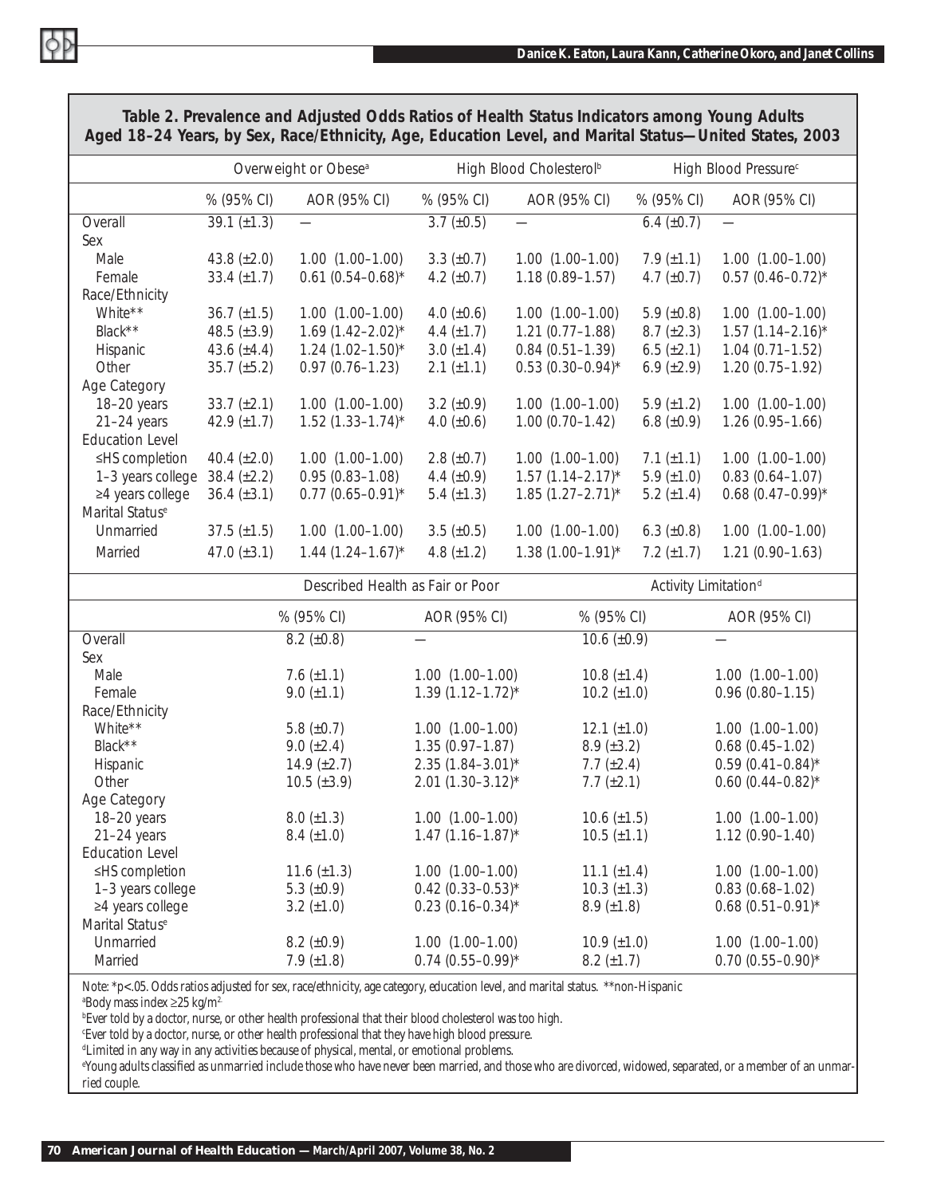**Table 2. Prevalence and Adjusted Odds Ratios of Health Status Indicators among Young Adults Aged 18–24 Years, by Sex, Race/Ethnicity, Age, Education Level, and Marital Status—United States, 2003**

| | Overweight or Obese[a] | | High Blood Cholesterol[b] | | High Blood Pressure[c] | |
|---|---|---|---|---|---|---|
| | % (95% CI) | AOR (95% CI) | % (95% CI) | AOR (95% CI) | % (95% CI) | AOR (95% CI) |
| Overall | 39.1 (±1.3) | — | 3.7 (±0.5) | — | 6.4 (±0.7) | — |
| Sex | | | | | | |
| Male | 43.8 (±2.0) | 1.00 (1.00–1.00) | 3.3 (±0.7) | 1.00 (1.00–1.00) | 7.9 (±1.1) | 1.00 (1.00–1.00) |
| Female | 33.4 (±1.7) | 0.61 (0.54–0.68)* | 4.2 (±0.7) | 1.18 (0.89–1.57) | 4.7 (±0.7) | 0.57 (0.46–0.72)* |
| Race/Ethnicity | | | | | | |
| White** | 36.7 (±1.5) | 1.00 (1.00–1.00) | 4.0 (±0.6) | 1.00 (1.00–1.00) | 5.9 (±0.8) | 1.00 (1.00–1.00) |
| Black** | 48.5 (±3.9) | 1.69 (1.42–2.02)* | 4.4 (±1.7) | 1.21 (0.77–1.88) | 8.7 (±2.3) | 1.57 (1.14–2.16)* |
| Hispanic | 43.6 (±4.4) | 1.24 (1.02–1.50)* | 3.0 (±1.4) | 0.84 (0.51–1.39) | 6.5 (±2.1) | 1.04 (0.71–1.52) |
| Other | 35.7 (±5.2) | 0.97 (0.76–1.23) | 2.1 (±1.1) | 0.53 (0.30–0.94)* | 6.9 (±2.9) | 1.20 (0.75–1.92) |
| Age Category | | | | | | |
| 18–20 years | 33.7 (±2.1) | 1.00 (1.00–1.00) | 3.2 (±0.9) | 1.00 (1.00–1.00) | 5.9 (±1.2) | 1.00 (1.00–1.00) |
| 21–24 years | 42.9 (±1.7) | 1.52 (1.33–1.74)* | 4.0 (±0.6) | 1.00 (0.70–1.42) | 6.8 (±0.9) | 1.26 (0.95–1.66) |
| Education Level | | | | | | |
| ≤HS completion | 40.4 (±2.0) | 1.00 (1.00–1.00) | 2.8 (±0.7) | 1.00 (1.00–1.00) | 7.1 (±1.1) | 1.00 (1.00–1.00) |
| 1–3 years college | 38.4 (±2.2) | 0.95 (0.83–1.08) | 4.4 (±0.9) | 1.57 (1.14–2.17)* | 5.9 (±1.0) | 0.83 (0.64–1.07) |
| ≥4 years college | 36.4 (±3.1) | 0.77 (0.65–0.91)* | 5.4 (±1.3) | 1.85 (1.27–2.71)* | 5.2 (±1.4) | 0.68 (0.47–0.99)* |
| Marital Status[e] | | | | | | |
| Unmarried | 37.5 (±1.5) | 1.00 (1.00–1.00) | 3.5 (±0.5) | 1.00 (1.00–1.00) | 6.3 (±0.8) | 1.00 (1.00–1.00) |
| Married | 47.0 (±3.1) | 1.44 (1.24–1.67)* | 4.8 (±1.2) | 1.38 (1.00–1.91)* | 7.2 (±1.7) | 1.21 (0.90–1.63) |

| | Described Health as Fair or Poor | | Activity Limitation[d] | |
|---|---|---|---|---|
| | % (95% CI) | AOR (95% CI) | % (95% CI) | AOR (95% CI) |
| Overall | 8.2 (±0.8) | — | 10.6 (±0.9) | — |
| Sex | | | | |
| Male | 7.6 (±1.1) | 1.00 (1.00–1.00) | 10.8 (±1.4) | 1.00 (1.00–1.00) |
| Female | 9.0 (±1.1) | 1.39 (1.12–1.72)* | 10.2 (±1.0) | 0.96 (0.80–1.15) |
| Race/Ethnicity | | | | |
| White** | 5.8 (±0.7) | 1.00 (1.00–1.00) | 12.1 (±1.0) | 1.00 (1.00–1.00) |
| Black** | 9.0 (±2.4) | 1.35 (0.97–1.87) | 8.9 (±3.2) | 0.68 (0.45–1.02) |
| Hispanic | 14.9 (±2.7) | 2.35 (1.84–3.01)* | 7.7 (±2.4) | 0.59 (0.41–0.84)* |
| Other | 10.5 (±3.9) | 2.01 (1.30–3.12)* | 7.7 (±2.1) | 0.60 (0.44–0.82)* |
| Age Category | | | | |
| 18–20 years | 8.0 (±1.3) | 1.00 (1.00–1.00) | 10.6 (±1.5) | 1.00 (1.00–1.00) |
| 21–24 years | 8.4 (±1.0) | 1.47 (1.16–1.87)* | 10.5 (±1.1) | 1.12 (0.90–1.40) |
| Education Level | | | | |
| ≤HS completion | 11.6 (±1.3) | 1.00 (1.00–1.00) | 11.1 (±1.4) | 1.00 (1.00–1.00) |
| 1–3 years college | 5.3 (±0.9) | 0.42 (0.33–0.53)* | 10.3 (±1.3) | 0.83 (0.68–1.02) |
| ≥4 years college | 3.2 (±1.0) | 0.23 (0.16–0.34)* | 8.9 (±1.8) | 0.68 (0.51–0.91)* |
| Marital Status[e] | | | | |
| Unmarried | 8.2 (±0.9) | 1.00 (1.00–1.00) | 10.9 (±1.0) | 1.00 (1.00–1.00) |
| Married | 7.9 (±1.8) | 0.74 (0.55–0.99)* | 8.2 (±1.7) | 0.70 (0.55–0.90)* |

Note: *$p<.05$. Odds ratios adjusted for sex, race/ethnicity, age category, education level, and marital status. **non-Hispanic

[a]Body mass index ≥25 $kg/m^2$.

[b]Ever told by a doctor, nurse, or other health professional that their blood cholesterol was too high.

[c]Ever told by a doctor, nurse, or other health professional that they have high blood pressure.

[d]Limited in any way in any activities because of physical, mental, or emotional problems.

[e]Young adults classified as unmarried include those who have never been married, and those who are divorced, widowed, separated, or a member of an unmarried couple.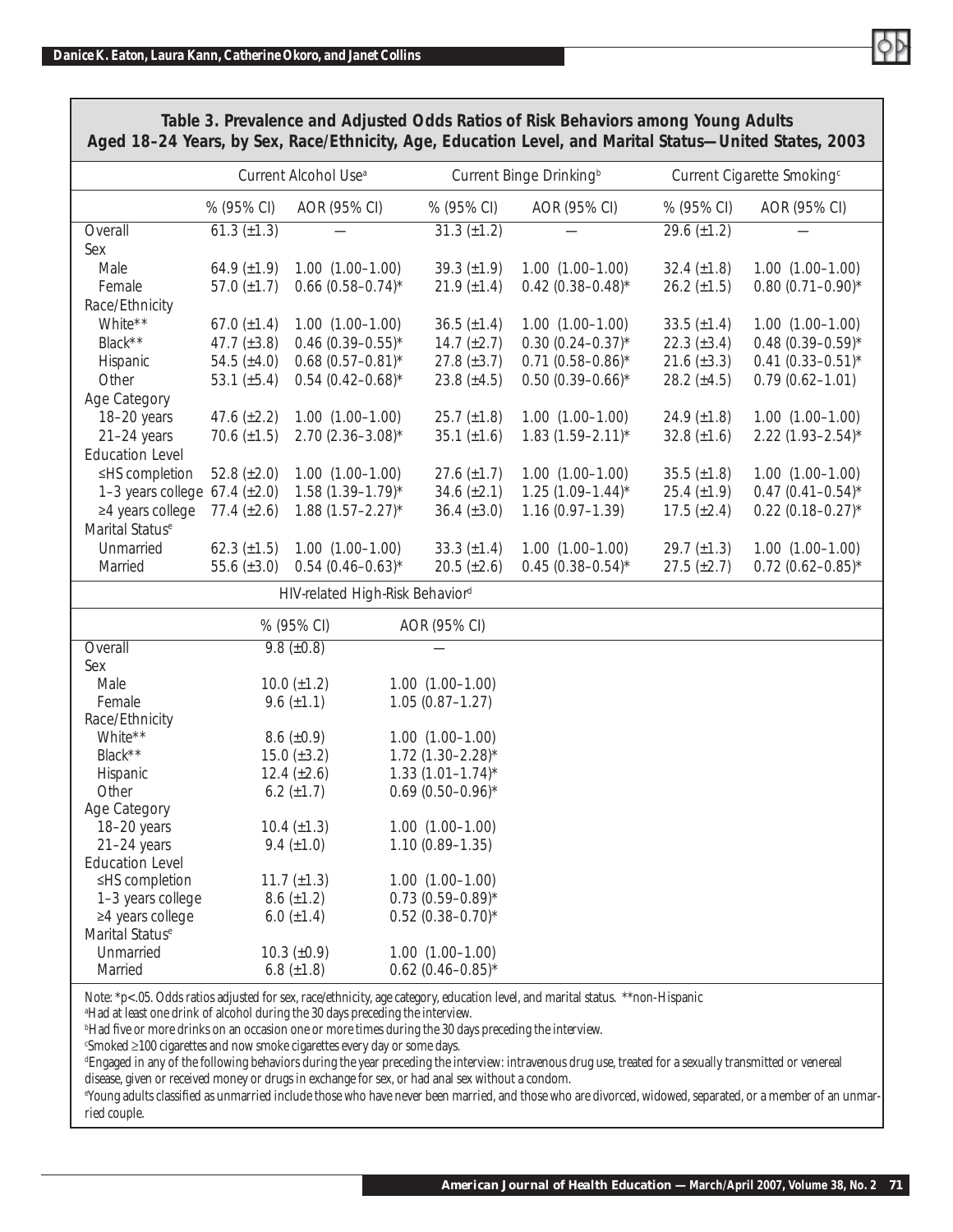**Table 3. Prevalence and Adjusted Odds Ratios of Risk Behaviors among Young Adults Aged 18–24 Years, by Sex, Race/Ethnicity, Age, Education Level, and Marital Status—United States, 2003**

| | Current Alcohol Use[a] | | Current Binge Drinking[b] | | Current Cigarette Smoking[c] | |
|---|---|---|---|---|---|---|
| | % (95% CI) | AOR (95% CI) | % (95% CI) | AOR (95% CI) | % (95% CI) | AOR (95% CI) |
| Overall | 61.3 (±1.3) | — | 31.3 (±1.2) | — | 29.6 (±1.2) | — |
| Sex | | | | | | |
| Male | 64.9 (±1.9) | 1.00 (1.00–1.00) | 39.3 (±1.9) | 1.00 (1.00–1.00) | 32.4 (±1.8) | 1.00 (1.00–1.00) |
| Female | 57.0 (±1.7) | 0.66 (0.58–0.74)* | 21.9 (±1.4) | 0.42 (0.38–0.48)* | 26.2 (±1.5) | 0.80 (0.71–0.90)* |
| Race/Ethnicity | | | | | | |
| White** | 67.0 (±1.4) | 1.00 (1.00–1.00) | 36.5 (±1.4) | 1.00 (1.00–1.00) | 33.5 (±1.4) | 1.00 (1.00–1.00) |
| Black** | 47.7 (±3.8) | 0.46 (0.39–0.55)* | 14.7 (±2.7) | 0.30 (0.24–0.37)* | 22.3 (±3.4) | 0.48 (0.39–0.59)* |
| Hispanic | 54.5 (±4.0) | 0.68 (0.57–0.81)* | 27.8 (±3.7) | 0.71 (0.58–0.86)* | 21.6 (±3.3) | 0.41 (0.33–0.51)* |
| Other | 53.1 (±5.4) | 0.54 (0.42–0.68)* | 23.8 (±4.5) | 0.50 (0.39–0.66)* | 28.2 (±4.5) | 0.79 (0.62–1.01) |
| Age Category | | | | | | |
| 18–20 years | 47.6 (±2.2) | 1.00 (1.00–1.00) | 25.7 (±1.8) | 1.00 (1.00–1.00) | 24.9 (±1.8) | 1.00 (1.00–1.00) |
| 21–24 years | 70.6 (±1.5) | 2.70 (2.36–3.08)* | 35.1 (±1.6) | 1.83 (1.59–2.11)* | 32.8 (±1.6) | 2.22 (1.93–2.54)* |
| Education Level | | | | | | |
| ≤HS completion | 52.8 (±2.0) | 1.00 (1.00–1.00) | 27.6 (±1.7) | 1.00 (1.00–1.00) | 35.5 (±1.8) | 1.00 (1.00–1.00) |
| 1–3 years college | 67.4 (±2.0) | 1.58 (1.39–1.79)* | 34.6 (±2.1) | 1.25 (1.09–1.44)* | 25.4 (±1.9) | 0.47 (0.41–0.54)* |
| ≥4 years college | 77.4 (±2.6) | 1.88 (1.57–2.27)* | 36.4 (±3.0) | 1.16 (0.97–1.39) | 17.5 (±2.4) | 0.22 (0.18–0.27)* |
| Marital Status[e] | | | | | | |
| Unmarried | 62.3 (±1.5) | 1.00 (1.00–1.00) | 33.3 (±1.4) | 1.00 (1.00–1.00) | 29.7 (±1.3) | 1.00 (1.00–1.00) |
| Married | 55.6 (±3.0) | 0.54 (0.46–0.63)* | 20.5 (±2.6) | 0.45 (0.38–0.54)* | 27.5 (±2.7) | 0.72 (0.62–0.85)* |

| | HIV-related High-Risk Behavior[d] | |
|---|---|---|
| | % (95% CI) | AOR (95% CI) |
| Overall | 9.8 (±0.8) | — |
| Sex | | |
| Male | 10.0 (±1.2) | 1.00 (1.00–1.00) |
| Female | 9.6 (±1.1) | 1.05 (0.87–1.27) |
| Race/Ethnicity | | |
| White** | 8.6 (±0.9) | 1.00 (1.00–1.00) |
| Black** | 15.0 (±3.2) | 1.72 (1.30–2.28)* |
| Hispanic | 12.4 (±2.6) | 1.33 (1.01–1.74)* |
| Other | 6.2 (±1.7) | 0.69 (0.50–0.96)* |
| Age Category | | |
| 18–20 years | 10.4 (±1.3) | 1.00 (1.00–1.00) |
| 21–24 years | 9.4 (±1.0) | 1.10 (0.89–1.35) |
| Education Level | | |
| ≤HS completion | 11.7 (±1.3) | 1.00 (1.00–1.00) |
| 1–3 years college | 8.6 (±1.2) | 0.73 (0.59–0.89)* |
| ≥4 years college | 6.0 (±1.4) | 0.52 (0.38–0.70)* |
| Marital Status[e] | | |
| Unmarried | 10.3 (±0.9) | 1.00 (1.00–1.00) |
| Married | 6.8 (±1.8) | 0.62 (0.46–0.85)* |

Note: *p<.05. Odds ratios adjusted for sex, race/ethnicity, age category, education level, and marital status. **non-Hispanic

[a]Had at least one drink of alcohol during the 30 days preceding the interview.

[b]Had five or more drinks on an occasion one or more times during the 30 days preceding the interview.

[c]Smoked ≥100 cigarettes and now smoke cigarettes every day or some days.

[d]Engaged in any of the following behaviors during the year preceding the interview: intravenous drug use, treated for a sexually transmitted or venereal disease, given or received money or drugs in exchange for sex, or had anal sex without a condom.

[e]Young adults classified as unmarried include those who have never been married, and those who are divorced, widowed, separated, or a member of an unmarried couple.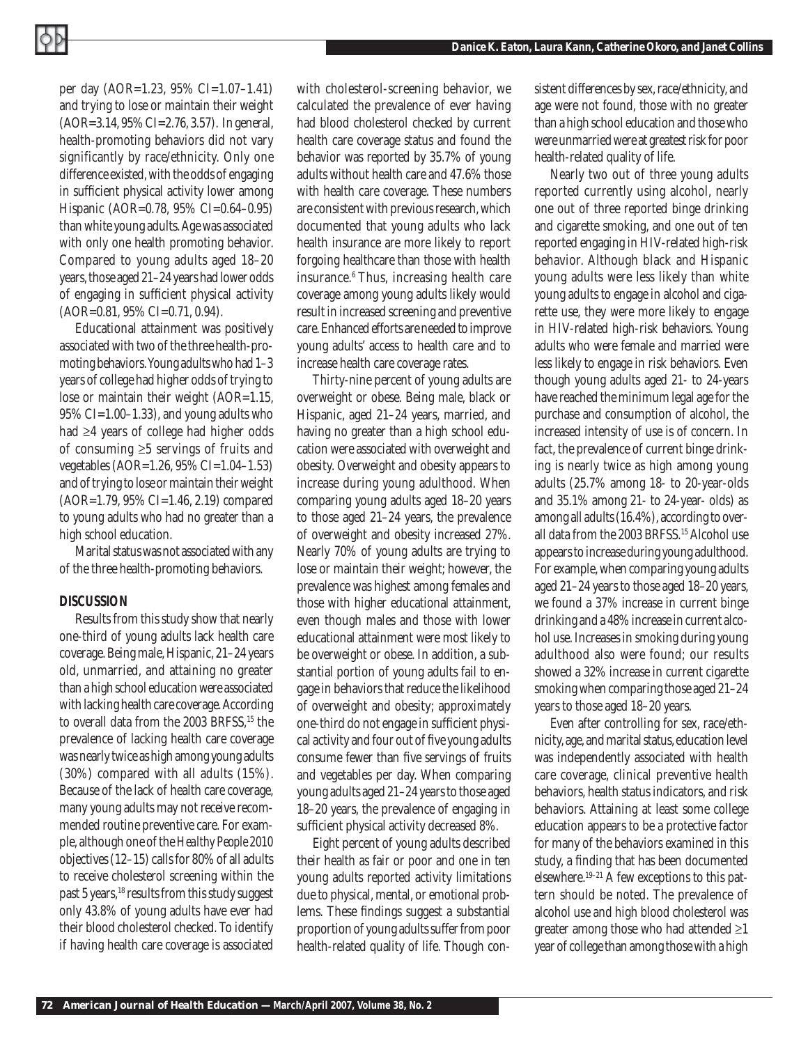per day (AOR=1.23, 95% CI=1.07–1.41) and trying to lose or maintain their weight (AOR=3.14, 95% CI=2.76, 3.57). In general, health-promoting behaviors did not vary significantly by race/ethnicity. Only one difference existed, with the odds of engaging in sufficient physical activity lower among Hispanic (AOR=0.78, 95% CI=0.64–0.95) than white young adults. Age was associated with only one health promoting behavior. Compared to young adults aged 18–20 years, those aged 21–24 years had lower odds of engaging in sufficient physical activity (AOR=0.81, 95% CI=0.71, 0.94).

Educational attainment was positively associated with two of the three health-promoting behaviors. Young adults who had 1–3 years of college had higher odds of trying to lose or maintain their weight (AOR=1.15, 95% CI=1.00–1.33), and young adults who had ≥4 years of college had higher odds of consuming ≥5 servings of fruits and vegetables (AOR=1.26, 95% CI=1.04–1.53) and of trying to lose or maintain their weight (AOR=1.79, 95% CI=1.46, 2.19) compared to young adults who had no greater than a high school education.

Marital status was not associated with any of the three health-promoting behaviors.

## DISCUSSION

Results from this study show that nearly one-third of young adults lack health care coverage. Being male, Hispanic, 21–24 years old, unmarried, and attaining no greater than a high school education were associated with lacking health care coverage. According to overall data from the 2003 BRFSS,[15] the prevalence of lacking health care coverage was nearly twice as high among young adults (30%) compared with all adults (15%). Because of the lack of health care coverage, many young adults may not receive recommended routine preventive care. For example, although one of the *Healthy People 2010* objectives (12–15) calls for 80% of all adults to receive cholesterol screening within the past 5 years,[18] results from this study suggest only 43.8% of young adults have ever had their blood cholesterol checked. To identify if having health care coverage is associated with cholesterol-screening behavior, we calculated the prevalence of ever having had blood cholesterol checked by current health care coverage status and found the behavior was reported by 35.7% of young adults without health care and 47.6% those with health care coverage. These numbers are consistent with previous research, which documented that young adults who lack health insurance are more likely to report forgoing healthcare than those with health insurance.[6] Thus, increasing health care coverage among young adults likely would result in increased screening and preventive care. Enhanced efforts are needed to improve young adults' access to health care and to increase health care coverage rates.

Thirty-nine percent of young adults are overweight or obese. Being male, black or Hispanic, aged 21–24 years, married, and having no greater than a high school education were associated with overweight and obesity. Overweight and obesity appears to increase during young adulthood. When comparing young adults aged 18–20 years to those aged 21–24 years, the prevalence of overweight and obesity increased 27%. Nearly 70% of young adults are trying to lose or maintain their weight; however, the prevalence was highest among females and those with higher educational attainment, even though males and those with lower educational attainment were most likely to be overweight or obese. In addition, a substantial portion of young adults fail to engage in behaviors that reduce the likelihood of overweight and obesity; approximately one-third do not engage in sufficient physical activity and four out of five young adults consume fewer than five servings of fruits and vegetables per day. When comparing young adults aged 21–24 years to those aged 18–20 years, the prevalence of engaging in sufficient physical activity decreased 8%.

Eight percent of young adults described their health as fair or poor and one in ten young adults reported activity limitations due to physical, mental, or emotional problems. These findings suggest a substantial proportion of young adults suffer from poor health-related quality of life. Though consistent differences by sex, race/ethnicity, and age were not found, those with no greater than a high school education and those who were unmarried were at greatest risk for poor health-related quality of life.

Nearly two out of three young adults reported currently using alcohol, nearly one out of three reported binge drinking and cigarette smoking, and one out of ten reported engaging in HIV-related high-risk behavior. Although black and Hispanic young adults were less likely than white young adults to engage in alcohol and cigarette use, they were more likely to engage in HIV-related high-risk behaviors. Young adults who were female and married were less likely to engage in risk behaviors. Even though young adults aged 21- to 24-years have reached the minimum legal age for the purchase and consumption of alcohol, the increased intensity of use is of concern. In fact, the prevalence of current binge drinking is nearly twice as high among young adults (25.7% among 18- to 20-year-olds and 35.1% among 21- to 24-year- olds) as among all adults (16.4%), according to overall data from the 2003 BRFSS.[15] Alcohol use appears to increase during young adulthood. For example, when comparing young adults aged 21–24 years to those aged 18–20 years, we found a 37% increase in current binge drinking and a 48% increase in current alcohol use. Increases in smoking during young adulthood also were found; our results showed a 32% increase in current cigarette smoking when comparing those aged 21–24 years to those aged 18–20 years.

Even after controlling for sex, race/ethnicity, age, and marital status, education level was independently associated with health care coverage, clinical preventive health behaviors, health status indicators, and risk behaviors. Attaining at least some college education appears to be a protective factor for many of the behaviors examined in this study, a finding that has been documented elsewhere.[19–21] A few exceptions to this pattern should be noted. The prevalence of alcohol use and high blood cholesterol was greater among those who had attended ≥1 year of college than among those with a high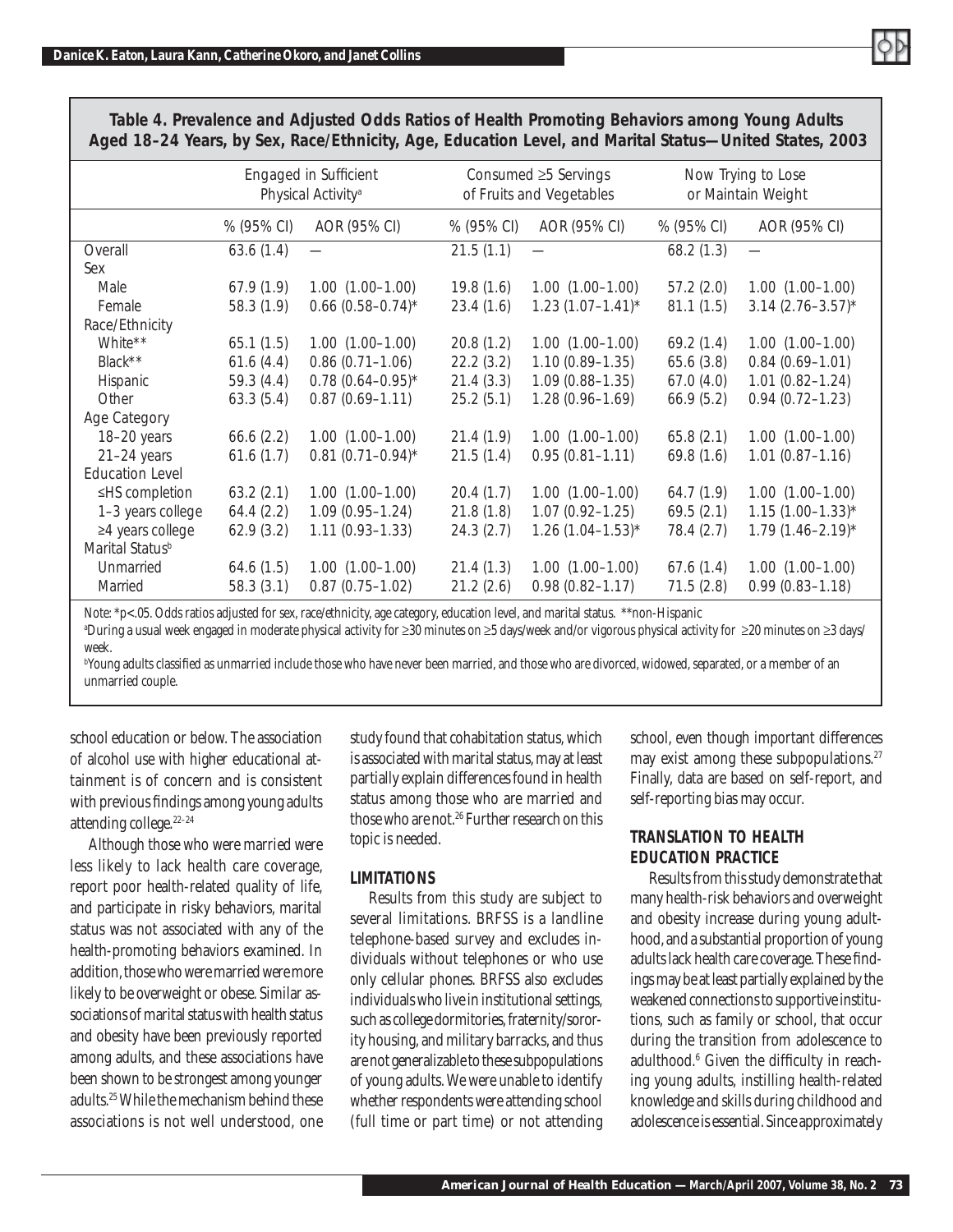**Table 4. Prevalence and Adjusted Odds Ratios of Health Promoting Behaviors among Young Adults Aged 18–24 Years, by Sex, Race/Ethnicity, Age, Education Level, and Marital Status—United States, 2003**

| | Engaged in Sufficient Physical Activity[a] | | Consumed ≥5 Servings of Fruits and Vegetables | | Now Trying to Lose or Maintain Weight | |
|---|---|---|---|---|---|---|
| | % (95% CI) | AOR (95% CI) | % (95% CI) | AOR (95% CI) | % (95% CI) | AOR (95% CI) |
| Overall | 63.6 (1.4) | — | 21.5 (1.1) | — | 68.2 (1.3) | — |
| Sex | | | | | | |
| Male | 67.9 (1.9) | 1.00 (1.00–1.00) | 19.8 (1.6) | 1.00 (1.00–1.00) | 57.2 (2.0) | 1.00 (1.00–1.00) |
| Female | 58.3 (1.9) | 0.66 (0.58–0.74)* | 23.4 (1.6) | 1.23 (1.07–1.41)* | 81.1 (1.5) | 3.14 (2.76–3.57)* |
| Race/Ethnicity | | | | | | |
| White** | 65.1 (1.5) | 1.00 (1.00–1.00) | 20.8 (1.2) | 1.00 (1.00–1.00) | 69.2 (1.4) | 1.00 (1.00–1.00) |
| Black** | 61.6 (4.4) | 0.86 (0.71–1.06) | 22.2 (3.2) | 1.10 (0.89–1.35) | 65.6 (3.8) | 0.84 (0.69–1.01) |
| Hispanic | 59.3 (4.4) | 0.78 (0.64–0.95)* | 21.4 (3.3) | 1.09 (0.88–1.35) | 67.0 (4.0) | 1.01 (0.82–1.24) |
| Other | 63.3 (5.4) | 0.87 (0.69–1.11) | 25.2 (5.1) | 1.28 (0.96–1.69) | 66.9 (5.2) | 0.94 (0.72–1.23) |
| Age Category | | | | | | |
| 18–20 years | 66.6 (2.2) | 1.00 (1.00–1.00) | 21.4 (1.9) | 1.00 (1.00–1.00) | 65.8 (2.1) | 1.00 (1.00–1.00) |
| 21–24 years | 61.6 (1.7) | 0.81 (0.71–0.94)* | 21.5 (1.4) | 0.95 (0.81–1.11) | 69.8 (1.6) | 1.01 (0.87–1.16) |
| Education Level | | | | | | |
| ≤HS completion | 63.2 (2.1) | 1.00 (1.00–1.00) | 20.4 (1.7) | 1.00 (1.00–1.00) | 64.7 (1.9) | 1.00 (1.00–1.00) |
| 1–3 years college | 64.4 (2.2) | 1.09 (0.95–1.24) | 21.8 (1.8) | 1.07 (0.92–1.25) | 69.5 (2.1) | 1.15 (1.00–1.33)* |
| ≥4 years college | 62.9 (3.2) | 1.11 (0.93–1.33) | 24.3 (2.7) | 1.26 (1.04–1.53)* | 78.4 (2.7) | 1.79 (1.46–2.19)* |
| Marital Status[b] | | | | | | |
| Unmarried | 64.6 (1.5) | 1.00 (1.00–1.00) | 21.4 (1.3) | 1.00 (1.00–1.00) | 67.6 (1.4) | 1.00 (1.00–1.00) |
| Married | 58.3 (3.1) | 0.87 (0.75–1.02) | 21.2 (2.6) | 0.98 (0.82–1.17) | 71.5 (2.8) | 0.99 (0.83–1.18) |

Note: *p<.05. Odds ratios adjusted for sex, race/ethnicity, age category, education level, and marital status. **non-Hispanic

[a]During a usual week engaged in moderate physical activity for ≥30 minutes on ≥5 days/week and/or vigorous physical activity for ≥20 minutes on ≥3 days/week.

[b]Young adults classified as unmarried include those who have never been married, and those who are divorced, widowed, separated, or a member of an unmarried couple.

school education or below. The association of alcohol use with higher educational attainment is of concern and is consistent with previous findings among young adults attending college.[22–24]

Although those who were married were less likely to lack health care coverage, report poor health-related quality of life, and participate in risky behaviors, marital status was not associated with any of the health-promoting behaviors examined. In addition, those who were married were more likely to be overweight or obese. Similar associations of marital status with health status and obesity have been previously reported among adults, and these associations have been shown to be strongest among younger adults.[25] While the mechanism behind these associations is not well understood, one study found that cohabitation status, which is associated with marital status, may at least partially explain differences found in health status among those who are married and those who are not.[26] Further research on this topic is needed.

### LIMITATIONS

Results from this study are subject to several limitations. BRFSS is a landline telephone-based survey and excludes individuals without telephones or who use only cellular phones. BRFSS also excludes individuals who live in institutional settings, such as college dormitories, fraternity/sorority housing, and military barracks, and thus are not generalizable to these subpopulations of young adults. We were unable to identify whether respondents were attending school (full time or part time) or not attending school, even though important differences may exist among these subpopulations.[27] Finally, data are based on self-report, and self-reporting bias may occur.

### TRANSLATION TO HEALTH EDUCATION PRACTICE

Results from this study demonstrate that many health-risk behaviors and overweight and obesity increase during young adulthood, and a substantial proportion of young adults lack health care coverage. These findings may be at least partially explained by the weakened connections to supportive institutions, such as family or school, that occur during the transition from adolescence to adulthood.[6] Given the difficulty in reaching young adults, instilling health-related knowledge and skills during childhood and adolescence is essential. Since approximately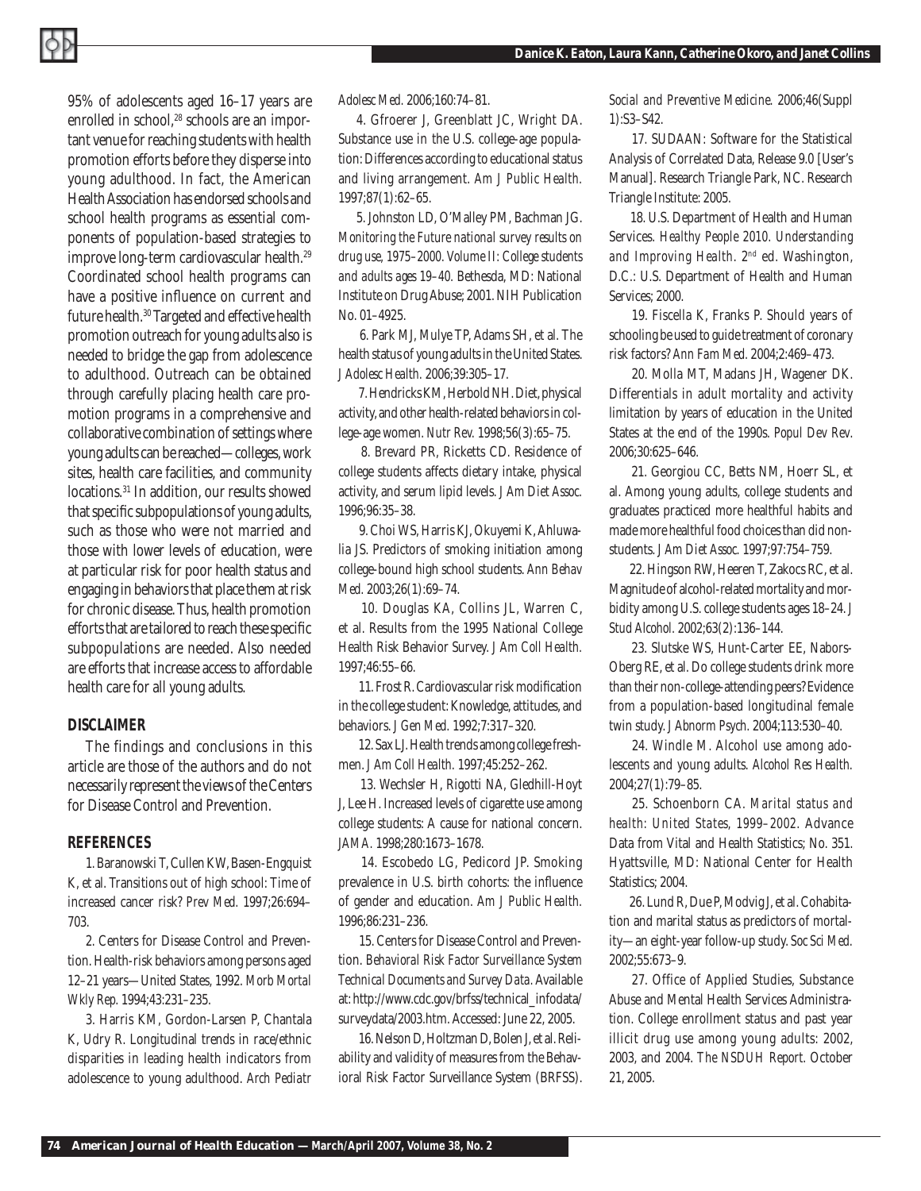95% of adolescents aged 16–17 years are enrolled in school,[28] schools are an important venue for reaching students with health promotion efforts before they disperse into young adulthood. In fact, the American Health Association has endorsed schools and school health programs as essential components of population-based strategies to improve long-term cardiovascular health.[29] Coordinated school health programs can have a positive influence on current and future health.[30] Targeted and effective health promotion outreach for young adults also is needed to bridge the gap from adolescence to adulthood. Outreach can be obtained through carefully placing health care promotion programs in a comprehensive and collaborative combination of settings where young adults can be reached—colleges, work sites, health care facilities, and community locations.[31] In addition, our results showed that specific subpopulations of young adults, such as those who were not married and those with lower levels of education, were at particular risk for poor health status and engaging in behaviors that place them at risk for chronic disease. Thus, health promotion efforts that are tailored to reach these specific subpopulations are needed. Also needed are efforts that increase access to affordable health care for all young adults.

## DISCLAIMER

The findings and conclusions in this article are those of the authors and do not necessarily represent the views of the Centers for Disease Control and Prevention.

## REFERENCES

1. Baranowski T, Cullen KW, Basen-Engquist K, et al. Transitions out of high school: Time of increased cancer risk? *Prev Med.* 1997;26:694–703.

2. Centers for Disease Control and Prevention. Health-risk behaviors among persons aged 12–21 years—United States, 1992. *Morb Mortal Wkly Rep.* 1994;43:231–235.

3. Harris KM, Gordon-Larsen P, Chantala K, Udry R. Longitudinal trends in race/ethnic disparities in leading health indicators from adolescence to young adulthood. *Arch Pediatr Adolesc Med.* 2006;160:74–81.

4. Gfroerer J, Greenblatt JC, Wright DA. Substance use in the U.S. college-age population: Differences according to educational status and living arrangement. *Am J Public Health.* 1997;87(1):62–65.

5. Johnston LD, O'Malley PM, Bachman JG. *Monitoring the Future national survey results on drug use, 1975–2000. Volume II: College students and adults ages 19–40.* Bethesda, MD: National Institute on Drug Abuse; 2001. NIH Publication No. 01–4925.

6. Park MJ, Mulye TP, Adams SH, et al. The health status of young adults in the United States. *J Adolesc Health.* 2006;39:305–17.

7. Hendricks KM, Herbold NH. Diet, physical activity, and other health-related behaviors in college-age women. *Nutr Rev.* 1998;56(3):65–75.

8. Brevard PR, Ricketts CD. Residence of college students affects dietary intake, physical activity, and serum lipid levels. *J Am Diet Assoc.* 1996;96:35–38.

9. Choi WS, Harris KJ, Okuyemi K, Ahluwalia JS. Predictors of smoking initiation among college-bound high school students. *Ann Behav Med.* 2003;26(1):69–74.

10. Douglas KA, Collins JL, Warren C, et al. Results from the 1995 National College Health Risk Behavior Survey. *J Am Coll Health.* 1997;46:55–66.

11. Frost R. Cardiovascular risk modification in the college student: Knowledge, attitudes, and behaviors. *J Gen Med.* 1992;7:317–320.

12. Sax LJ. Health trends among college freshmen. *J Am Coll Health.* 1997;45:252–262.

13. Wechsler H, Rigotti NA, Gledhill-Hoyt J, Lee H. Increased levels of cigarette use among college students: A cause for national concern. *JAMA.* 1998;280:1673–1678.

14. Escobedo LG, Pedicord JP. Smoking prevalence in U.S. birth cohorts: the influence of gender and education. *Am J Public Health.* 1996;86:231–236.

15. Centers for Disease Control and Prevention. *Behavioral Risk Factor Surveillance System Technical Documents and Survey Data.* Available at: http://www.cdc.gov/brfss/technical_infodata/surveydata/2003.htm. Accessed: June 22, 2005.

16. Nelson D, Holtzman D, Bolen J, et al. Reliability and validity of measures from the Behavioral Risk Factor Surveillance System (BRFSS). *Social and Preventive Medicine.* 2006;46(Suppl 1):S3–S42.

17. SUDAAN: Software for the Statistical Analysis of Correlated Data, Release 9.0 [User's Manual]. Research Triangle Park, NC. Research Triangle Institute: 2005.

18. U.S. Department of Health and Human Services. *Healthy People 2010. Understanding and Improving Health.* 2nd ed. Washington, D.C.: U.S. Department of Health and Human Services; 2000.

19. Fiscella K, Franks P. Should years of schooling be used to guide treatment of coronary risk factors? *Ann Fam Med.* 2004;2:469–473.

20. Molla MT, Madans JH, Wagener DK. Differentials in adult mortality and activity limitation by years of education in the United States at the end of the 1990s. *Popul Dev Rev.* 2006;30:625–646.

21. Georgiou CC, Betts NM, Hoerr SL, et al. Among young adults, college students and graduates practiced more healthful habits and made more healthful food choices than did nonstudents. *J Am Diet Assoc.* 1997;97:754–759.

22. Hingson RW, Heeren T, Zakocs RC, et al. Magnitude of alcohol-related mortality and morbidity among U.S. college students ages 18–24. *J Stud Alcohol.* 2002;63(2):136–144.

23. Slutske WS, Hunt-Carter EE, Nabors-Oberg RE, et al. Do college students drink more than their non-college-attending peers? Evidence from a population-based longitudinal female twin study. *J Abnorm Psych.* 2004;113:530–40.

24. Windle M. Alcohol use among adolescents and young adults. *Alcohol Res Health.* 2004;27(1):79–85.

25. Schoenborn CA. *Marital status and health: United States, 1999–2002.* Advance Data from Vital and Health Statistics; No. 351. Hyattsville, MD: National Center for Health Statistics; 2004.

26. Lund R, Due P, Modvig J, et al. Cohabitation and marital status as predictors of mortality—an eight-year follow-up study. *Soc Sci Med.* 2002;55:673–9.

27. Office of Applied Studies, Substance Abuse and Mental Health Services Administration. College enrollment status and past year illicit drug use among young adults: 2002, 2003, and 2004. *The NSDUH Report.* October 21, 2005.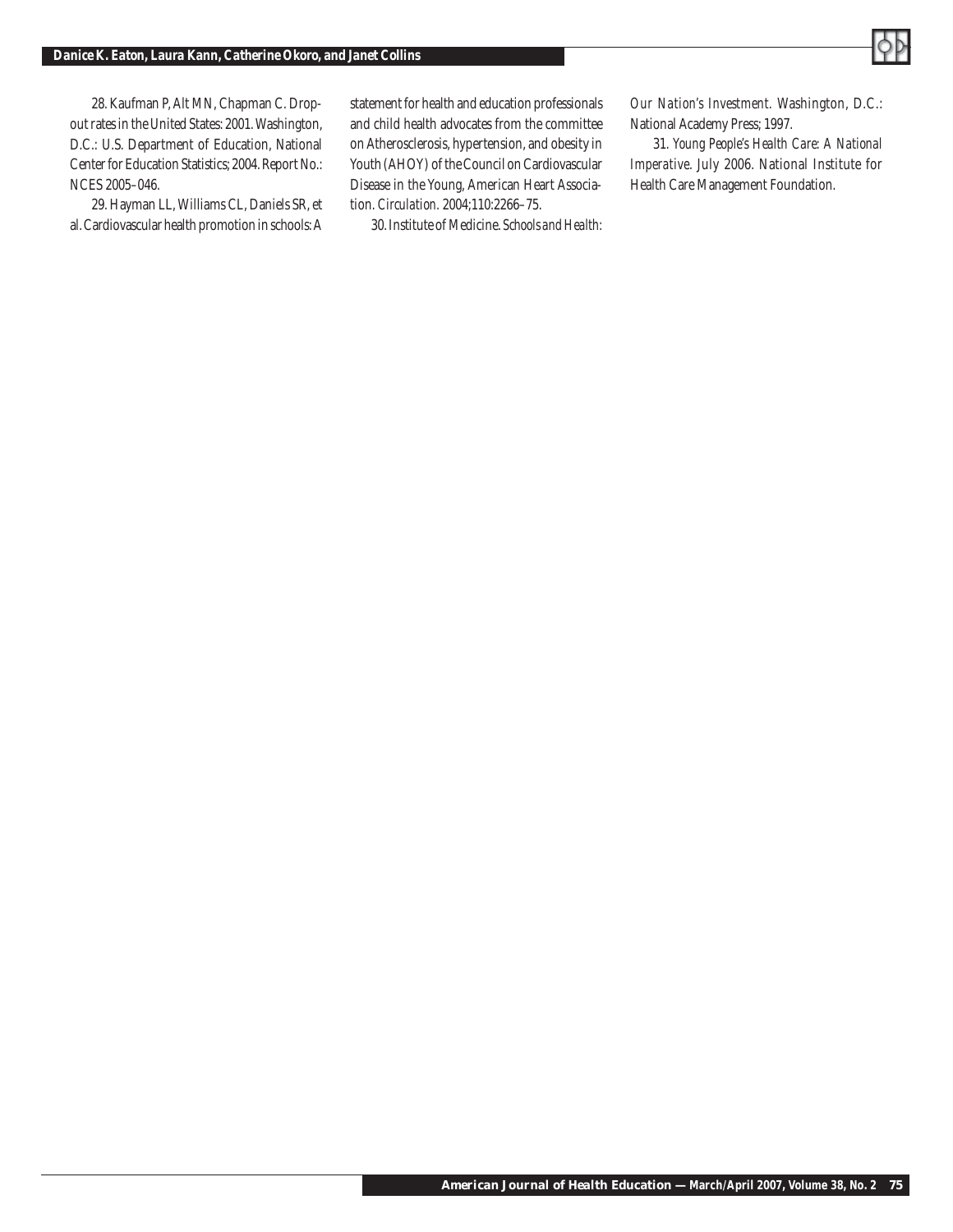28. Kaufman P, Alt MN, Chapman C. Dropout rates in the United States: 2001. Washington, D.C.: U.S. Department of Education, National Center for Education Statistics; 2004. Report No.: NCES 2005–046.

29. Hayman LL, Williams CL, Daniels SR, et al. Cardiovascular health promotion in schools: A statement for health and education professionals and child health advocates from the committee on Atherosclerosis, hypertension, and obesity in Youth (AHOY) of the Council on Cardiovascular Disease in the Young, American Heart Association. *Circulation.* 2004;110:2266–75.

30. Institute of Medicine. *Schools and Health: Our Nation's Investment.* Washington, D.C.: National Academy Press; 1997.

31. *Young People's Health Care: A National Imperative.* July 2006. National Institute for Health Care Management Foundation.